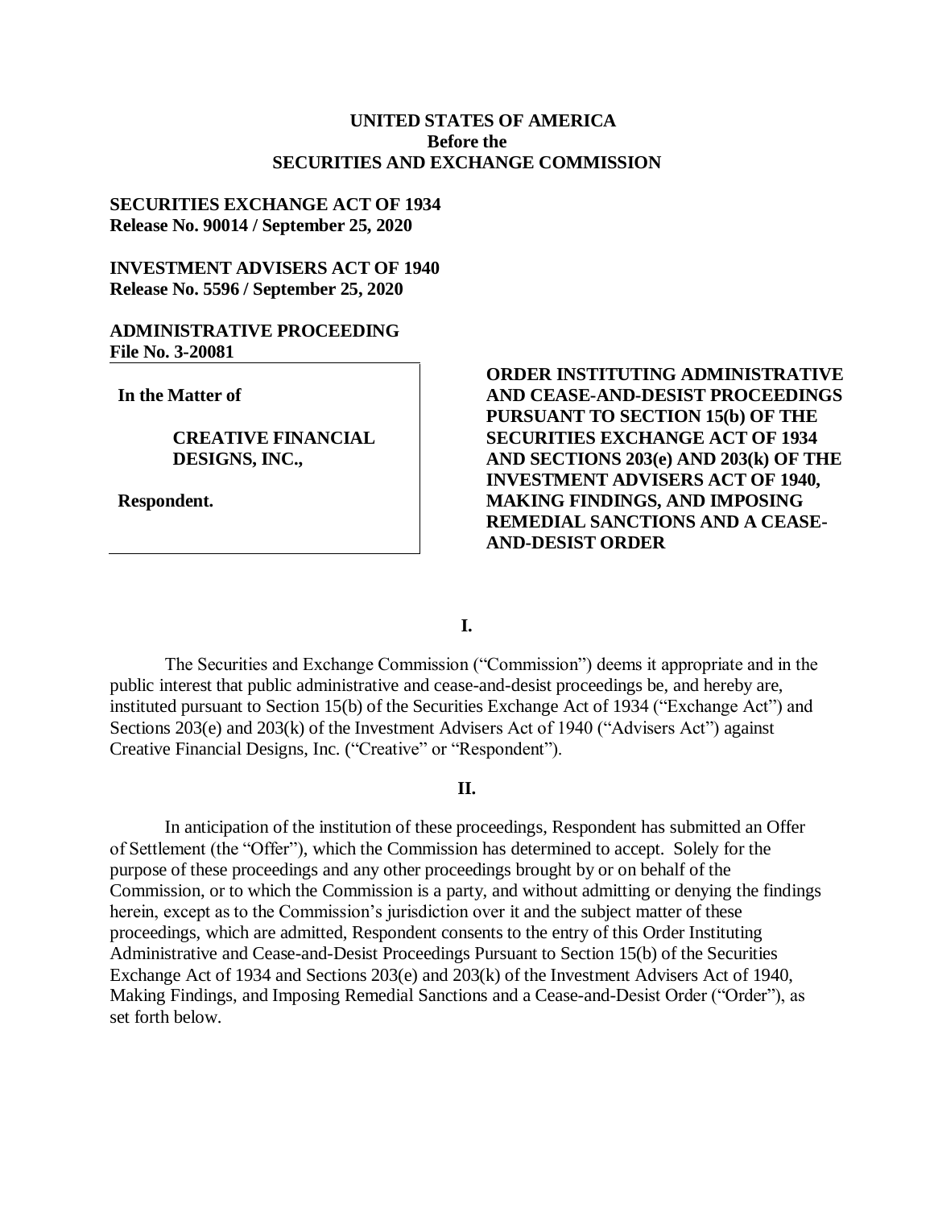**UNITED STATES OF AMERICA**
**Before the**
**SECURITIES AND EXCHANGE COMMISSION**

**SECURITIES EXCHANGE ACT OF 1934**
**Release No. 90014 / September 25, 2020**

**INVESTMENT ADVISERS ACT OF 1940**
**Release No. 5596 / September 25, 2020**

**ADMINISTRATIVE PROCEEDING**
**File No. 3-20081**

**In the Matter of**

**CREATIVE FINANCIAL DESIGNS, INC.,**

**Respondent.**

**ORDER INSTITUTING ADMINISTRATIVE AND CEASE-AND-DESIST PROCEEDINGS PURSUANT TO SECTION 15(b) OF THE SECURITIES EXCHANGE ACT OF 1934 AND SECTIONS 203(e) AND 203(k) OF THE INVESTMENT ADVISERS ACT OF 1940, MAKING FINDINGS, AND IMPOSING REMEDIAL SANCTIONS AND A CEASE-AND-DESIST ORDER**

**I.**

The Securities and Exchange Commission ("Commission") deems it appropriate and in the public interest that public administrative and cease-and-desist proceedings be, and hereby are, instituted pursuant to Section 15(b) of the Securities Exchange Act of 1934 ("Exchange Act") and Sections 203(e) and 203(k) of the Investment Advisers Act of 1940 ("Advisers Act") against Creative Financial Designs, Inc. ("Creative" or "Respondent").

**II.**

In anticipation of the institution of these proceedings, Respondent has submitted an Offer of Settlement (the "Offer"), which the Commission has determined to accept. Solely for the purpose of these proceedings and any other proceedings brought by or on behalf of the Commission, or to which the Commission is a party, and without admitting or denying the findings herein, except as to the Commission's jurisdiction over it and the subject matter of these proceedings, which are admitted, Respondent consents to the entry of this Order Instituting Administrative and Cease-and-Desist Proceedings Pursuant to Section 15(b) of the Securities Exchange Act of 1934 and Sections 203(e) and 203(k) of the Investment Advisers Act of 1940, Making Findings, and Imposing Remedial Sanctions and a Cease-and-Desist Order ("Order"), as set forth below.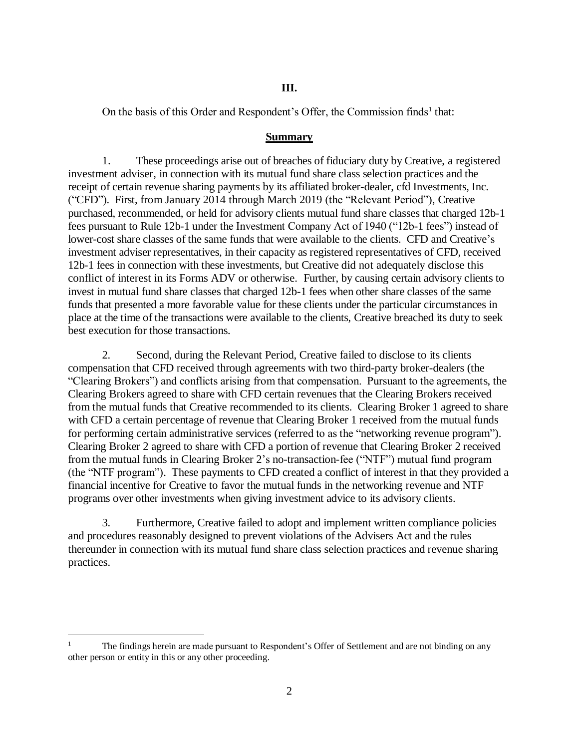**III.**

On the basis of this Order and Respondent's Offer, the Commission finds[1] that:

**Summary**

1. These proceedings arise out of breaches of fiduciary duty by Creative, a registered investment adviser, in connection with its mutual fund share class selection practices and the receipt of certain revenue sharing payments by its affiliated broker-dealer, cfd Investments, Inc. ("CFD"). First, from January 2014 through March 2019 (the "Relevant Period"), Creative purchased, recommended, or held for advisory clients mutual fund share classes that charged 12b-1 fees pursuant to Rule 12b-1 under the Investment Company Act of 1940 ("12b-1 fees") instead of lower-cost share classes of the same funds that were available to the clients. CFD and Creative's investment adviser representatives, in their capacity as registered representatives of CFD, received 12b-1 fees in connection with these investments, but Creative did not adequately disclose this conflict of interest in its Forms ADV or otherwise. Further, by causing certain advisory clients to invest in mutual fund share classes that charged 12b-1 fees when other share classes of the same funds that presented a more favorable value for these clients under the particular circumstances in place at the time of the transactions were available to the clients, Creative breached its duty to seek best execution for those transactions.

2. Second, during the Relevant Period, Creative failed to disclose to its clients compensation that CFD received through agreements with two third-party broker-dealers (the "Clearing Brokers") and conflicts arising from that compensation. Pursuant to the agreements, the Clearing Brokers agreed to share with CFD certain revenues that the Clearing Brokers received from the mutual funds that Creative recommended to its clients. Clearing Broker 1 agreed to share with CFD a certain percentage of revenue that Clearing Broker 1 received from the mutual funds for performing certain administrative services (referred to as the "networking revenue program"). Clearing Broker 2 agreed to share with CFD a portion of revenue that Clearing Broker 2 received from the mutual funds in Clearing Broker 2's no-transaction-fee ("NTF") mutual fund program (the "NTF program"). These payments to CFD created a conflict of interest in that they provided a financial incentive for Creative to favor the mutual funds in the networking revenue and NTF programs over other investments when giving investment advice to its advisory clients.

3. Furthermore, Creative failed to adopt and implement written compliance policies and procedures reasonably designed to prevent violations of the Advisers Act and the rules thereunder in connection with its mutual fund share class selection practices and revenue sharing practices.

---

[1] The findings herein are made pursuant to Respondent's Offer of Settlement and are not binding on any other person or entity in this or any other proceeding.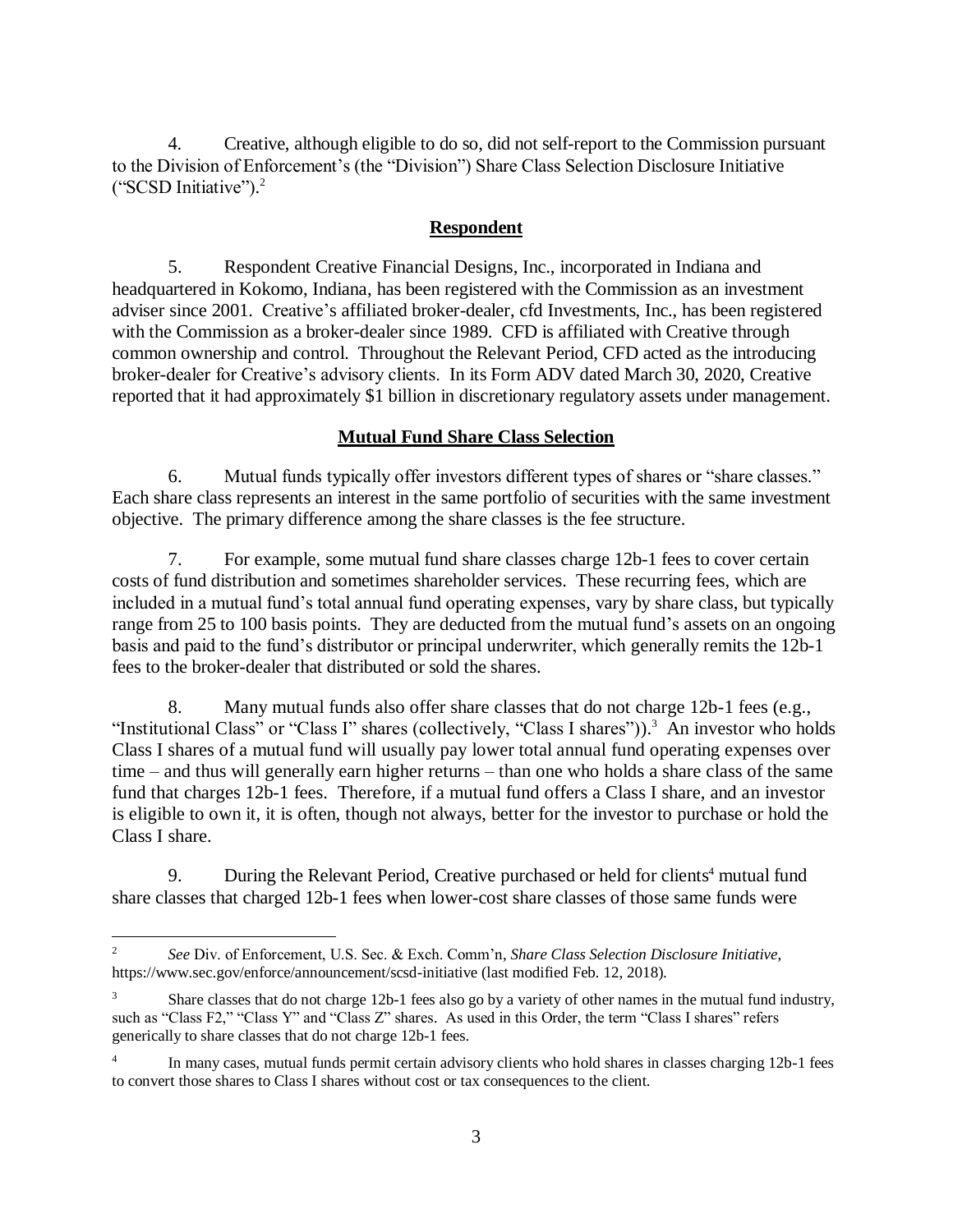4. Creative, although eligible to do so, did not self-report to the Commission pursuant to the Division of Enforcement's (the "Division") Share Class Selection Disclosure Initiative ("SCSD Initiative").[2]

## Respondent

5. Respondent Creative Financial Designs, Inc., incorporated in Indiana and headquartered in Kokomo, Indiana, has been registered with the Commission as an investment adviser since 2001. Creative's affiliated broker-dealer, cfd Investments, Inc., has been registered with the Commission as a broker-dealer since 1989. CFD is affiliated with Creative through common ownership and control. Throughout the Relevant Period, CFD acted as the introducing broker-dealer for Creative's advisory clients. In its Form ADV dated March 30, 2020, Creative reported that it had approximately $1 billion in discretionary regulatory assets under management.

## Mutual Fund Share Class Selection

6. Mutual funds typically offer investors different types of shares or "share classes." Each share class represents an interest in the same portfolio of securities with the same investment objective. The primary difference among the share classes is the fee structure.

7. For example, some mutual fund share classes charge 12b-1 fees to cover certain costs of fund distribution and sometimes shareholder services. These recurring fees, which are included in a mutual fund's total annual fund operating expenses, vary by share class, but typically range from 25 to 100 basis points. They are deducted from the mutual fund's assets on an ongoing basis and paid to the fund's distributor or principal underwriter, which generally remits the 12b-1 fees to the broker-dealer that distributed or sold the shares.

8. Many mutual funds also offer share classes that do not charge 12b-1 fees (e.g., "Institutional Class" or "Class I" shares (collectively, "Class I shares")).[3] An investor who holds Class I shares of a mutual fund will usually pay lower total annual fund operating expenses over time – and thus will generally earn higher returns – than one who holds a share class of the same fund that charges 12b-1 fees. Therefore, if a mutual fund offers a Class I share, and an investor is eligible to own it, it is often, though not always, better for the investor to purchase or hold the Class I share.

9. During the Relevant Period, Creative purchased or held for clients[4] mutual fund share classes that charged 12b-1 fees when lower-cost share classes of those same funds were

---

[2] *See* Div. of Enforcement, U.S. Sec. & Exch. Comm'n, *Share Class Selection Disclosure Initiative*, https://www.sec.gov/enforce/announcement/scsd-initiative (last modified Feb. 12, 2018).

[3] Share classes that do not charge 12b-1 fees also go by a variety of other names in the mutual fund industry, such as "Class F2," "Class Y" and "Class Z" shares. As used in this Order, the term "Class I shares" refers generically to share classes that do not charge 12b-1 fees.

[4] In many cases, mutual funds permit certain advisory clients who hold shares in classes charging 12b-1 fees to convert those shares to Class I shares without cost or tax consequences to the client.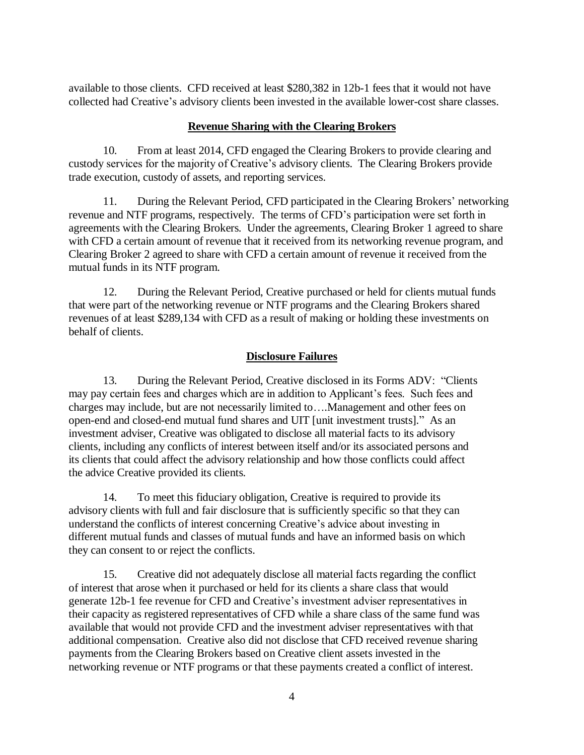available to those clients. CFD received at least $280,382 in 12b-1 fees that it would not have collected had Creative's advisory clients been invested in the available lower-cost share classes.

## **Revenue Sharing with the Clearing Brokers**

10. From at least 2014, CFD engaged the Clearing Brokers to provide clearing and custody services for the majority of Creative's advisory clients. The Clearing Brokers provide trade execution, custody of assets, and reporting services.

11. During the Relevant Period, CFD participated in the Clearing Brokers' networking revenue and NTF programs, respectively. The terms of CFD's participation were set forth in agreements with the Clearing Brokers. Under the agreements, Clearing Broker 1 agreed to share with CFD a certain amount of revenue that it received from its networking revenue program, and Clearing Broker 2 agreed to share with CFD a certain amount of revenue it received from the mutual funds in its NTF program.

12. During the Relevant Period, Creative purchased or held for clients mutual funds that were part of the networking revenue or NTF programs and the Clearing Brokers shared revenues of at least $289,134 with CFD as a result of making or holding these investments on behalf of clients.

## **Disclosure Failures**

13. During the Relevant Period, Creative disclosed in its Forms ADV: "Clients may pay certain fees and charges which are in addition to Applicant's fees. Such fees and charges may include, but are not necessarily limited to….Management and other fees on open-end and closed-end mutual fund shares and UIT [unit investment trusts]." As an investment adviser, Creative was obligated to disclose all material facts to its advisory clients, including any conflicts of interest between itself and/or its associated persons and its clients that could affect the advisory relationship and how those conflicts could affect the advice Creative provided its clients.

14. To meet this fiduciary obligation, Creative is required to provide its advisory clients with full and fair disclosure that is sufficiently specific so that they can understand the conflicts of interest concerning Creative's advice about investing in different mutual funds and classes of mutual funds and have an informed basis on which they can consent to or reject the conflicts.

15. Creative did not adequately disclose all material facts regarding the conflict of interest that arose when it purchased or held for its clients a share class that would generate 12b-1 fee revenue for CFD and Creative's investment adviser representatives in their capacity as registered representatives of CFD while a share class of the same fund was available that would not provide CFD and the investment adviser representatives with that additional compensation. Creative also did not disclose that CFD received revenue sharing payments from the Clearing Brokers based on Creative client assets invested in the networking revenue or NTF programs or that these payments created a conflict of interest.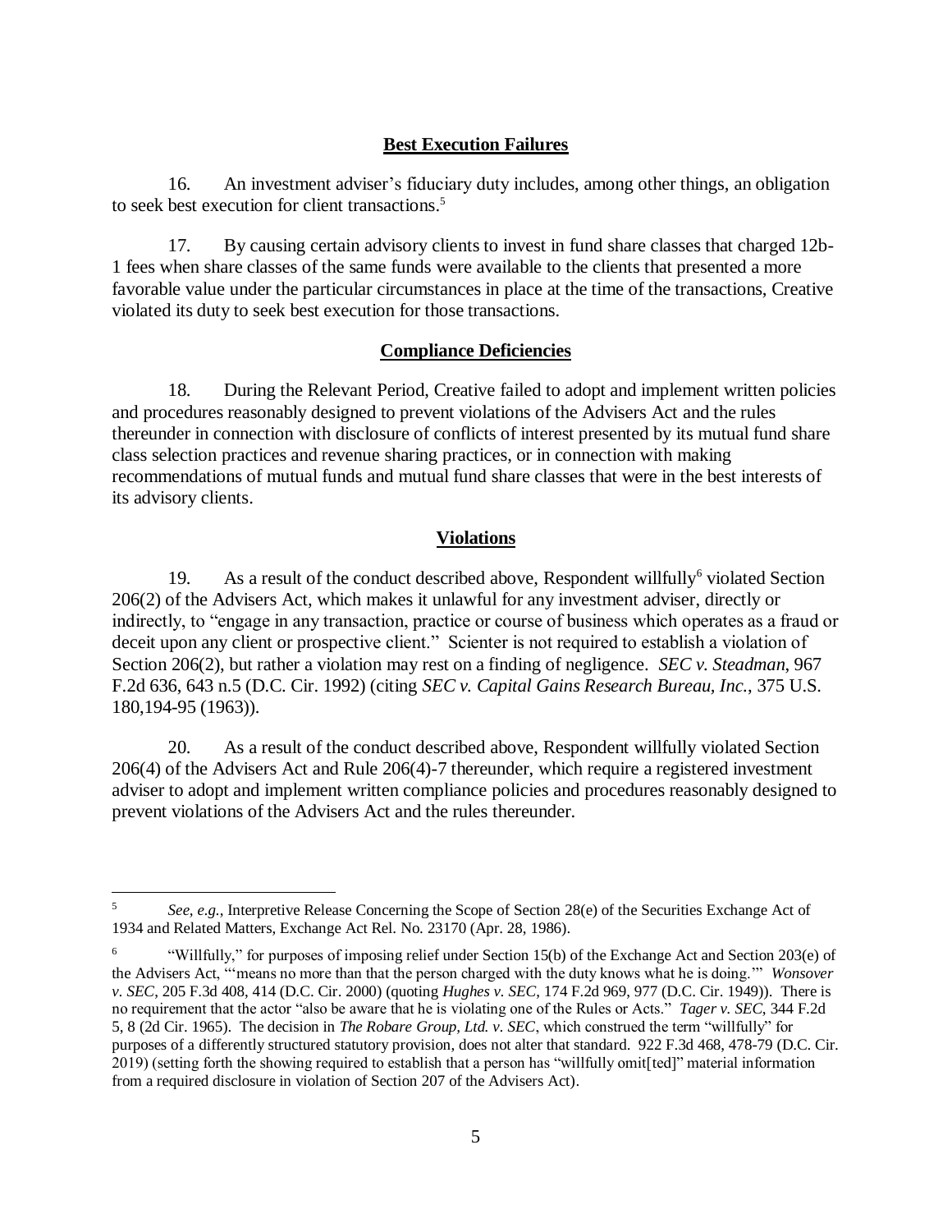**Best Execution Failures**

16. An investment adviser's fiduciary duty includes, among other things, an obligation to seek best execution for client transactions.[5]

17. By causing certain advisory clients to invest in fund share classes that charged 12b-1 fees when share classes of the same funds were available to the clients that presented a more favorable value under the particular circumstances in place at the time of the transactions, Creative violated its duty to seek best execution for those transactions.

**Compliance Deficiencies**

18. During the Relevant Period, Creative failed to adopt and implement written policies and procedures reasonably designed to prevent violations of the Advisers Act and the rules thereunder in connection with disclosure of conflicts of interest presented by its mutual fund share class selection practices and revenue sharing practices, or in connection with making recommendations of mutual funds and mutual fund share classes that were in the best interests of its advisory clients.

**Violations**

19. As a result of the conduct described above, Respondent willfully[6] violated Section 206(2) of the Advisers Act, which makes it unlawful for any investment adviser, directly or indirectly, to "engage in any transaction, practice or course of business which operates as a fraud or deceit upon any client or prospective client." Scienter is not required to establish a violation of Section 206(2), but rather a violation may rest on a finding of negligence. *SEC v. Steadman*, 967 F.2d 636, 643 n.5 (D.C. Cir. 1992) (citing *SEC v. Capital Gains Research Bureau, Inc.*, 375 U.S. 180,194-95 (1963)).

20. As a result of the conduct described above, Respondent willfully violated Section 206(4) of the Advisers Act and Rule 206(4)-7 thereunder, which require a registered investment adviser to adopt and implement written compliance policies and procedures reasonably designed to prevent violations of the Advisers Act and the rules thereunder.

---

[5] *See, e.g.*, Interpretive Release Concerning the Scope of Section 28(e) of the Securities Exchange Act of 1934 and Related Matters, Exchange Act Rel. No. 23170 (Apr. 28, 1986).

[6] "Willfully," for purposes of imposing relief under Section 15(b) of the Exchange Act and Section 203(e) of the Advisers Act, "'means no more than that the person charged with the duty knows what he is doing.'" *Wonsover v. SEC*, 205 F.3d 408, 414 (D.C. Cir. 2000) (quoting *Hughes v. SEC*, 174 F.2d 969, 977 (D.C. Cir. 1949)). There is no requirement that the actor "also be aware that he is violating one of the Rules or Acts." *Tager v. SEC*, 344 F.2d 5, 8 (2d Cir. 1965). The decision in *The Robare Group, Ltd. v. SEC*, which construed the term "willfully" for purposes of a differently structured statutory provision, does not alter that standard. 922 F.3d 468, 478-79 (D.C. Cir. 2019) (setting forth the showing required to establish that a person has "willfully omit[ted]" material information from a required disclosure in violation of Section 207 of the Advisers Act).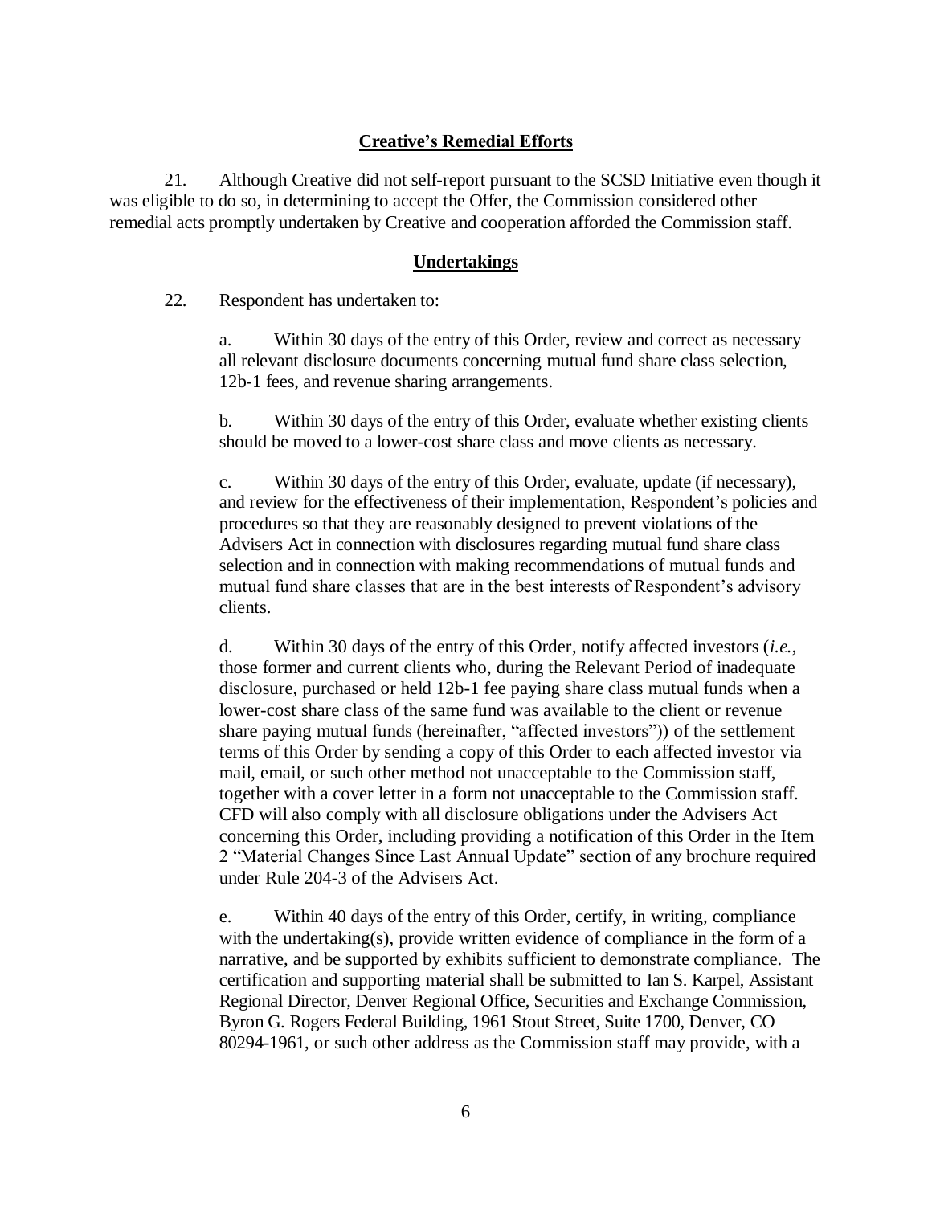**Creative's Remedial Efforts**

21. Although Creative did not self-report pursuant to the SCSD Initiative even though it was eligible to do so, in determining to accept the Offer, the Commission considered other remedial acts promptly undertaken by Creative and cooperation afforded the Commission staff.

**Undertakings**

22. Respondent has undertaken to:

a. Within 30 days of the entry of this Order, review and correct as necessary all relevant disclosure documents concerning mutual fund share class selection, 12b-1 fees, and revenue sharing arrangements.

b. Within 30 days of the entry of this Order, evaluate whether existing clients should be moved to a lower-cost share class and move clients as necessary.

c. Within 30 days of the entry of this Order, evaluate, update (if necessary), and review for the effectiveness of their implementation, Respondent's policies and procedures so that they are reasonably designed to prevent violations of the Advisers Act in connection with disclosures regarding mutual fund share class selection and in connection with making recommendations of mutual funds and mutual fund share classes that are in the best interests of Respondent's advisory clients.

d. Within 30 days of the entry of this Order, notify affected investors (*i.e.*, those former and current clients who, during the Relevant Period of inadequate disclosure, purchased or held 12b-1 fee paying share class mutual funds when a lower-cost share class of the same fund was available to the client or revenue share paying mutual funds (hereinafter, "affected investors")) of the settlement terms of this Order by sending a copy of this Order to each affected investor via mail, email, or such other method not unacceptable to the Commission staff, together with a cover letter in a form not unacceptable to the Commission staff. CFD will also comply with all disclosure obligations under the Advisers Act concerning this Order, including providing a notification of this Order in the Item 2 "Material Changes Since Last Annual Update" section of any brochure required under Rule 204-3 of the Advisers Act.

e. Within 40 days of the entry of this Order, certify, in writing, compliance with the undertaking(s), provide written evidence of compliance in the form of a narrative, and be supported by exhibits sufficient to demonstrate compliance. The certification and supporting material shall be submitted to Ian S. Karpel, Assistant Regional Director, Denver Regional Office, Securities and Exchange Commission, Byron G. Rogers Federal Building, 1961 Stout Street, Suite 1700, Denver, CO 80294-1961, or such other address as the Commission staff may provide, with a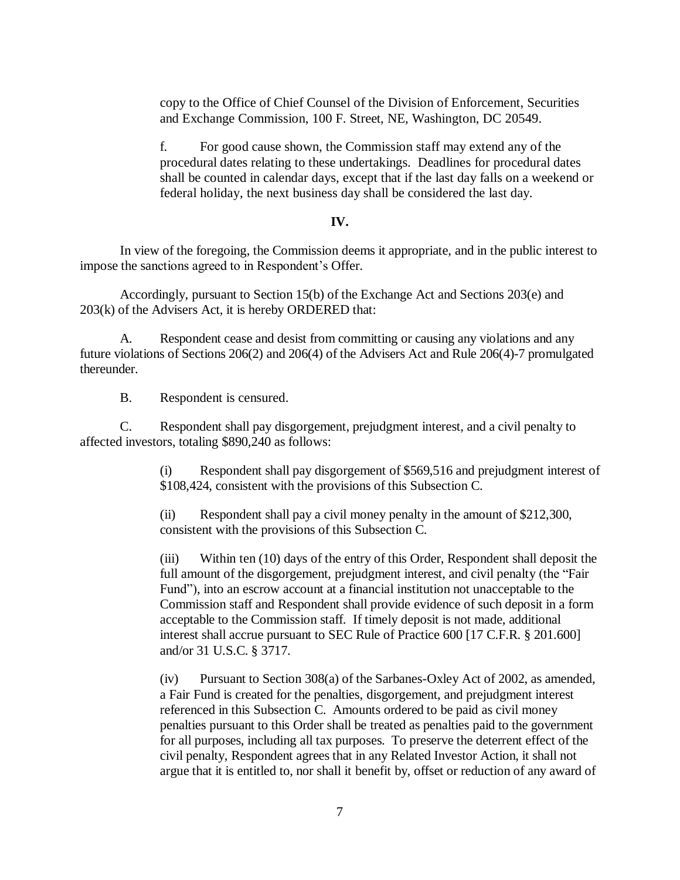copy to the Office of Chief Counsel of the Division of Enforcement, Securities and Exchange Commission, 100 F. Street, NE, Washington, DC 20549.

f. For good cause shown, the Commission staff may extend any of the procedural dates relating to these undertakings. Deadlines for procedural dates shall be counted in calendar days, except that if the last day falls on a weekend or federal holiday, the next business day shall be considered the last day.

**IV.**

In view of the foregoing, the Commission deems it appropriate, and in the public interest to impose the sanctions agreed to in Respondent's Offer.

Accordingly, pursuant to Section 15(b) of the Exchange Act and Sections 203(e) and 203(k) of the Advisers Act, it is hereby ORDERED that:

A. Respondent cease and desist from committing or causing any violations and any future violations of Sections 206(2) and 206(4) of the Advisers Act and Rule 206(4)-7 promulgated thereunder.

B. Respondent is censured.

C. Respondent shall pay disgorgement, prejudgment interest, and a civil penalty to affected investors, totaling $890,240 as follows:

(i) Respondent shall pay disgorgement of $569,516 and prejudgment interest of $108,424, consistent with the provisions of this Subsection C.

(ii) Respondent shall pay a civil money penalty in the amount of $212,300, consistent with the provisions of this Subsection C.

(iii) Within ten (10) days of the entry of this Order, Respondent shall deposit the full amount of the disgorgement, prejudgment interest, and civil penalty (the "Fair Fund"), into an escrow account at a financial institution not unacceptable to the Commission staff and Respondent shall provide evidence of such deposit in a form acceptable to the Commission staff. If timely deposit is not made, additional interest shall accrue pursuant to SEC Rule of Practice 600 [17 C.F.R. § 201.600] and/or 31 U.S.C. § 3717.

(iv) Pursuant to Section 308(a) of the Sarbanes-Oxley Act of 2002, as amended, a Fair Fund is created for the penalties, disgorgement, and prejudgment interest referenced in this Subsection C. Amounts ordered to be paid as civil money penalties pursuant to this Order shall be treated as penalties paid to the government for all purposes, including all tax purposes. To preserve the deterrent effect of the civil penalty, Respondent agrees that in any Related Investor Action, it shall not argue that it is entitled to, nor shall it benefit by, offset or reduction of any award of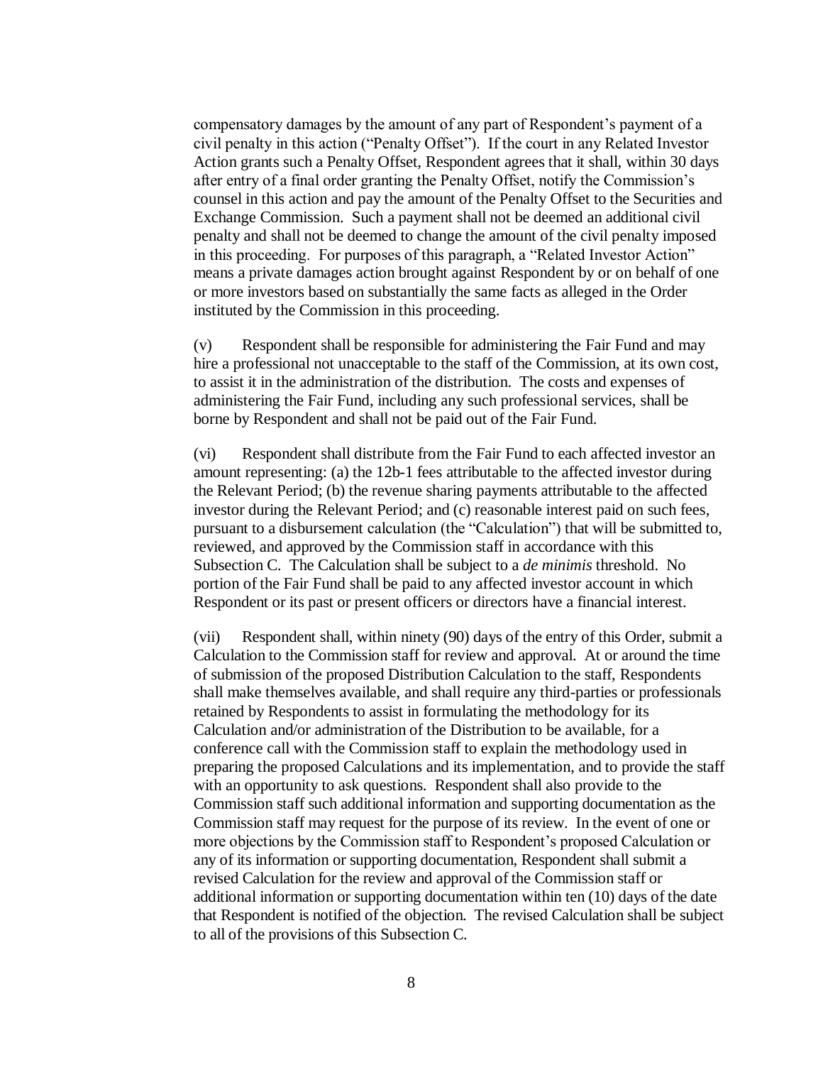compensatory damages by the amount of any part of Respondent's payment of a civil penalty in this action ("Penalty Offset"). If the court in any Related Investor Action grants such a Penalty Offset, Respondent agrees that it shall, within 30 days after entry of a final order granting the Penalty Offset, notify the Commission's counsel in this action and pay the amount of the Penalty Offset to the Securities and Exchange Commission. Such a payment shall not be deemed an additional civil penalty and shall not be deemed to change the amount of the civil penalty imposed in this proceeding. For purposes of this paragraph, a "Related Investor Action" means a private damages action brought against Respondent by or on behalf of one or more investors based on substantially the same facts as alleged in the Order instituted by the Commission in this proceeding.

(v) Respondent shall be responsible for administering the Fair Fund and may hire a professional not unacceptable to the staff of the Commission, at its own cost, to assist it in the administration of the distribution. The costs and expenses of administering the Fair Fund, including any such professional services, shall be borne by Respondent and shall not be paid out of the Fair Fund.

(vi) Respondent shall distribute from the Fair Fund to each affected investor an amount representing: (a) the 12b-1 fees attributable to the affected investor during the Relevant Period; (b) the revenue sharing payments attributable to the affected investor during the Relevant Period; and (c) reasonable interest paid on such fees, pursuant to a disbursement calculation (the "Calculation") that will be submitted to, reviewed, and approved by the Commission staff in accordance with this Subsection C. The Calculation shall be subject to a *de minimis* threshold. No portion of the Fair Fund shall be paid to any affected investor account in which Respondent or its past or present officers or directors have a financial interest.

(vii) Respondent shall, within ninety (90) days of the entry of this Order, submit a Calculation to the Commission staff for review and approval. At or around the time of submission of the proposed Distribution Calculation to the staff, Respondents shall make themselves available, and shall require any third-parties or professionals retained by Respondents to assist in formulating the methodology for its Calculation and/or administration of the Distribution to be available, for a conference call with the Commission staff to explain the methodology used in preparing the proposed Calculations and its implementation, and to provide the staff with an opportunity to ask questions. Respondent shall also provide to the Commission staff such additional information and supporting documentation as the Commission staff may request for the purpose of its review. In the event of one or more objections by the Commission staff to Respondent's proposed Calculation or any of its information or supporting documentation, Respondent shall submit a revised Calculation for the review and approval of the Commission staff or additional information or supporting documentation within ten (10) days of the date that Respondent is notified of the objection. The revised Calculation shall be subject to all of the provisions of this Subsection C.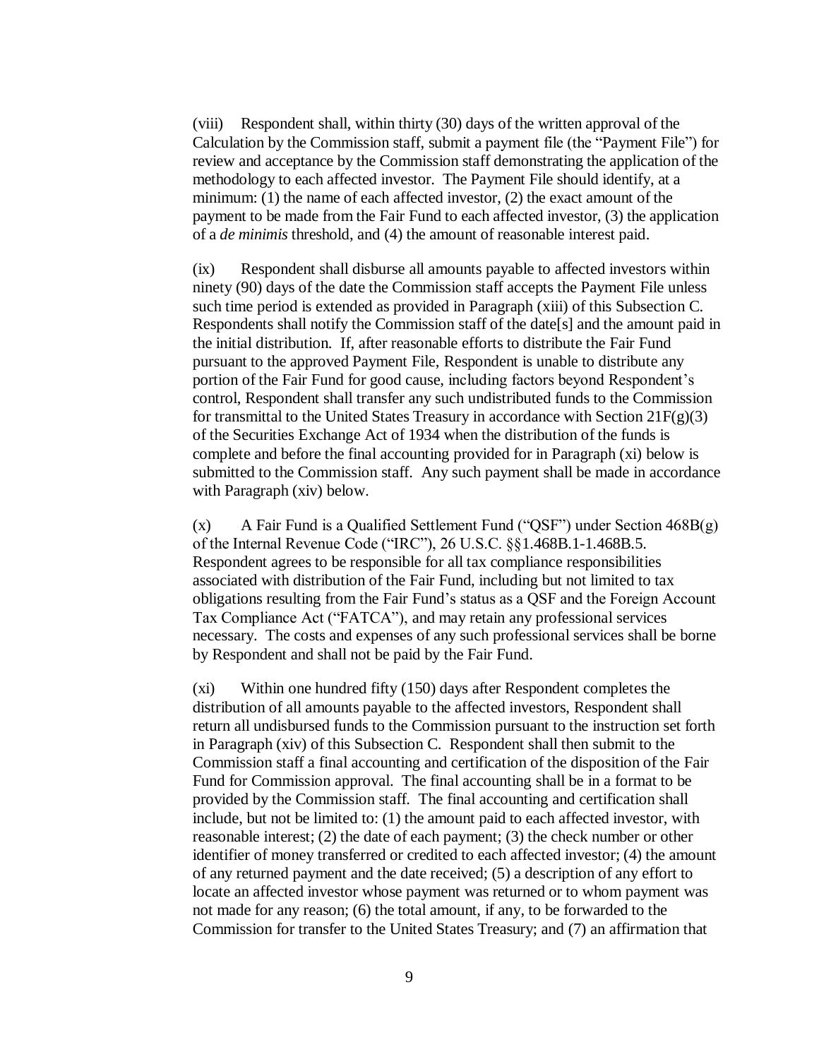(viii) Respondent shall, within thirty (30) days of the written approval of the Calculation by the Commission staff, submit a payment file (the "Payment File") for review and acceptance by the Commission staff demonstrating the application of the methodology to each affected investor. The Payment File should identify, at a minimum: (1) the name of each affected investor, (2) the exact amount of the payment to be made from the Fair Fund to each affected investor, (3) the application of a *de minimis* threshold, and (4) the amount of reasonable interest paid.

(ix) Respondent shall disburse all amounts payable to affected investors within ninety (90) days of the date the Commission staff accepts the Payment File unless such time period is extended as provided in Paragraph (xiii) of this Subsection C. Respondents shall notify the Commission staff of the date[s] and the amount paid in the initial distribution. If, after reasonable efforts to distribute the Fair Fund pursuant to the approved Payment File, Respondent is unable to distribute any portion of the Fair Fund for good cause, including factors beyond Respondent's control, Respondent shall transfer any such undistributed funds to the Commission for transmittal to the United States Treasury in accordance with Section 21F(g)(3) of the Securities Exchange Act of 1934 when the distribution of the funds is complete and before the final accounting provided for in Paragraph (xi) below is submitted to the Commission staff. Any such payment shall be made in accordance with Paragraph (xiv) below.

(x) A Fair Fund is a Qualified Settlement Fund ("QSF") under Section 468B(g) of the Internal Revenue Code ("IRC"), 26 U.S.C. §§1.468B.1-1.468B.5. Respondent agrees to be responsible for all tax compliance responsibilities associated with distribution of the Fair Fund, including but not limited to tax obligations resulting from the Fair Fund's status as a QSF and the Foreign Account Tax Compliance Act ("FATCA"), and may retain any professional services necessary. The costs and expenses of any such professional services shall be borne by Respondent and shall not be paid by the Fair Fund.

(xi) Within one hundred fifty (150) days after Respondent completes the distribution of all amounts payable to the affected investors, Respondent shall return all undisbursed funds to the Commission pursuant to the instruction set forth in Paragraph (xiv) of this Subsection C. Respondent shall then submit to the Commission staff a final accounting and certification of the disposition of the Fair Fund for Commission approval. The final accounting shall be in a format to be provided by the Commission staff. The final accounting and certification shall include, but not be limited to: (1) the amount paid to each affected investor, with reasonable interest; (2) the date of each payment; (3) the check number or other identifier of money transferred or credited to each affected investor; (4) the amount of any returned payment and the date received; (5) a description of any effort to locate an affected investor whose payment was returned or to whom payment was not made for any reason; (6) the total amount, if any, to be forwarded to the Commission for transfer to the United States Treasury; and (7) an affirmation that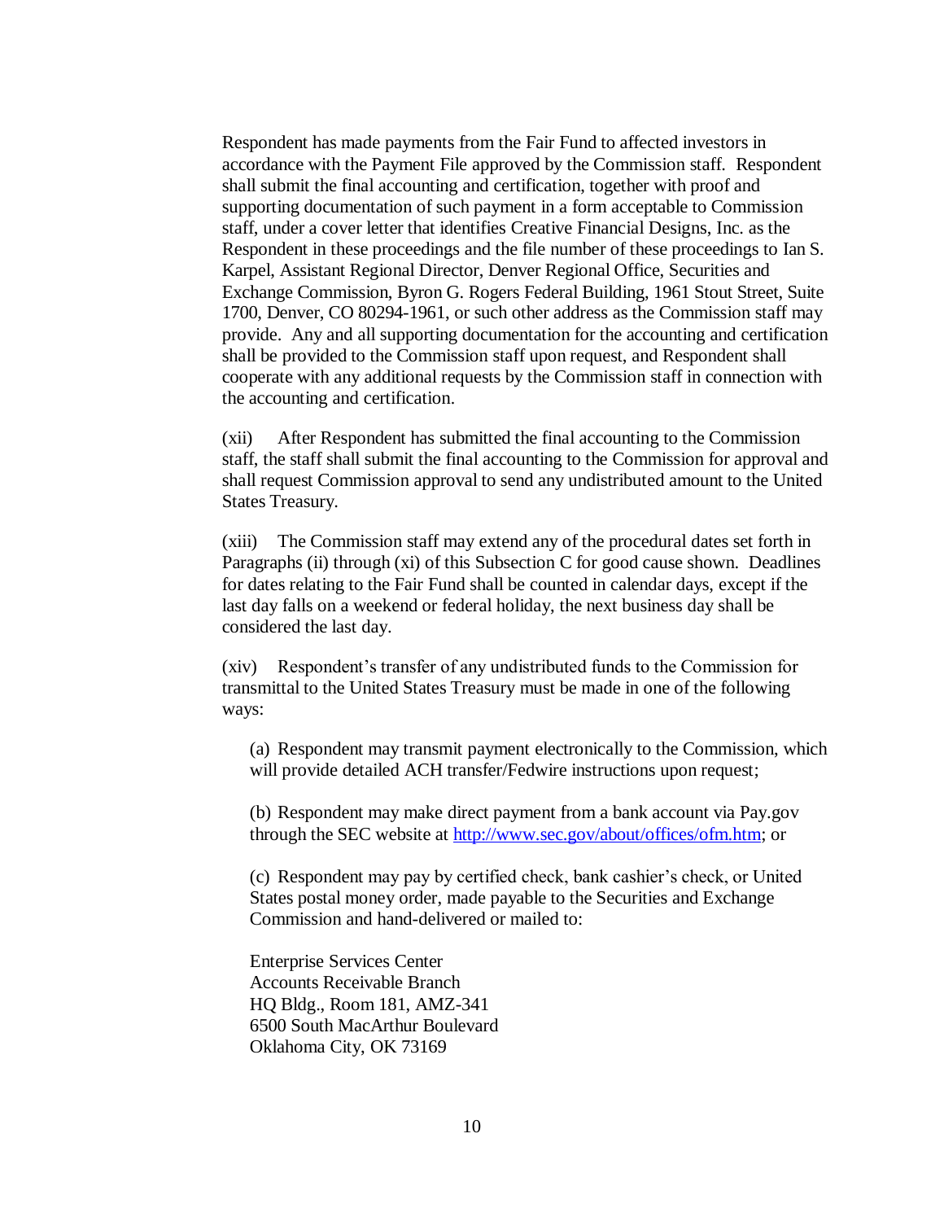Respondent has made payments from the Fair Fund to affected investors in accordance with the Payment File approved by the Commission staff. Respondent shall submit the final accounting and certification, together with proof and supporting documentation of such payment in a form acceptable to Commission staff, under a cover letter that identifies Creative Financial Designs, Inc. as the Respondent in these proceedings and the file number of these proceedings to Ian S. Karpel, Assistant Regional Director, Denver Regional Office, Securities and Exchange Commission, Byron G. Rogers Federal Building, 1961 Stout Street, Suite 1700, Denver, CO 80294-1961, or such other address as the Commission staff may provide. Any and all supporting documentation for the accounting and certification shall be provided to the Commission staff upon request, and Respondent shall cooperate with any additional requests by the Commission staff in connection with the accounting and certification.

(xii) After Respondent has submitted the final accounting to the Commission staff, the staff shall submit the final accounting to the Commission for approval and shall request Commission approval to send any undistributed amount to the United States Treasury.

(xiii) The Commission staff may extend any of the procedural dates set forth in Paragraphs (ii) through (xi) of this Subsection C for good cause shown. Deadlines for dates relating to the Fair Fund shall be counted in calendar days, except if the last day falls on a weekend or federal holiday, the next business day shall be considered the last day.

(xiv) Respondent's transfer of any undistributed funds to the Commission for transmittal to the United States Treasury must be made in one of the following ways:

(a) Respondent may transmit payment electronically to the Commission, which will provide detailed ACH transfer/Fedwire instructions upon request;

(b) Respondent may make direct payment from a bank account via Pay.gov through the SEC website at http://www.sec.gov/about/offices/ofm.htm; or

(c) Respondent may pay by certified check, bank cashier's check, or United States postal money order, made payable to the Securities and Exchange Commission and hand-delivered or mailed to:

Enterprise Services Center
Accounts Receivable Branch
HQ Bldg., Room 181, AMZ-341
6500 South MacArthur Boulevard
Oklahoma City, OK 73169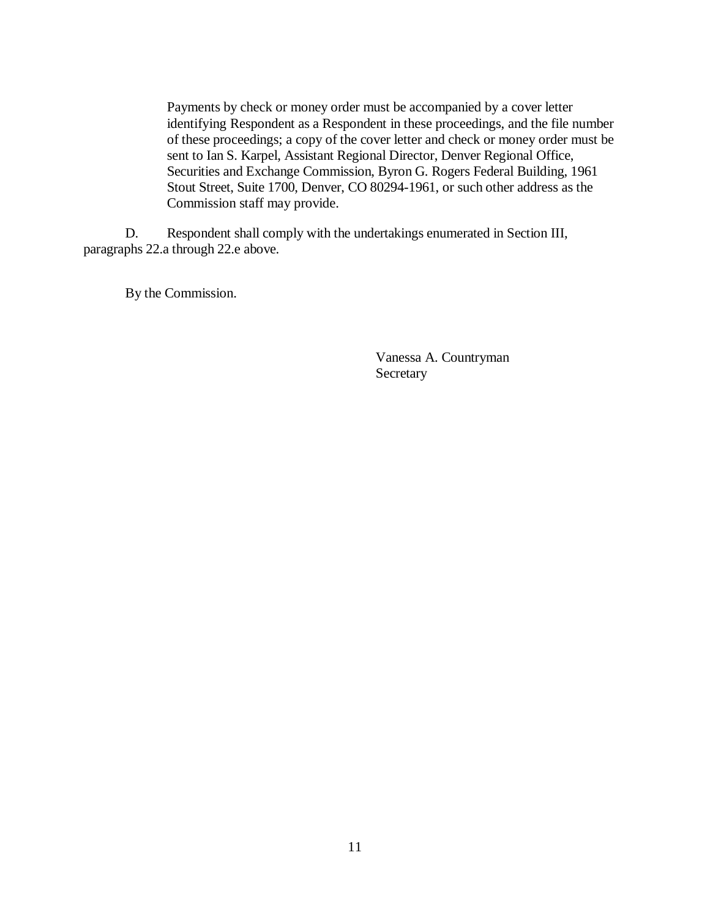Payments by check or money order must be accompanied by a cover letter identifying Respondent as a Respondent in these proceedings, and the file number of these proceedings; a copy of the cover letter and check or money order must be sent to Ian S. Karpel, Assistant Regional Director, Denver Regional Office, Securities and Exchange Commission, Byron G. Rogers Federal Building, 1961 Stout Street, Suite 1700, Denver, CO 80294-1961, or such other address as the Commission staff may provide.

D. Respondent shall comply with the undertakings enumerated in Section III, paragraphs 22.a through 22.e above.

By the Commission.

Vanessa A. Countryman
Secretary